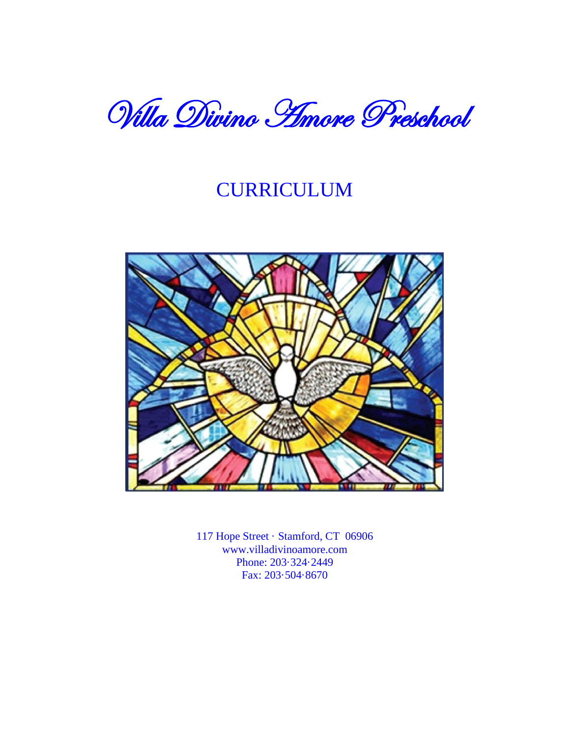# Villa Divino Amore Preschool

## CURRICULUM

117 Hope Street · Stamford, CT 06906
www.villadivinoamore.com
Phone: 203·324·2449
Fax: 203·504·8670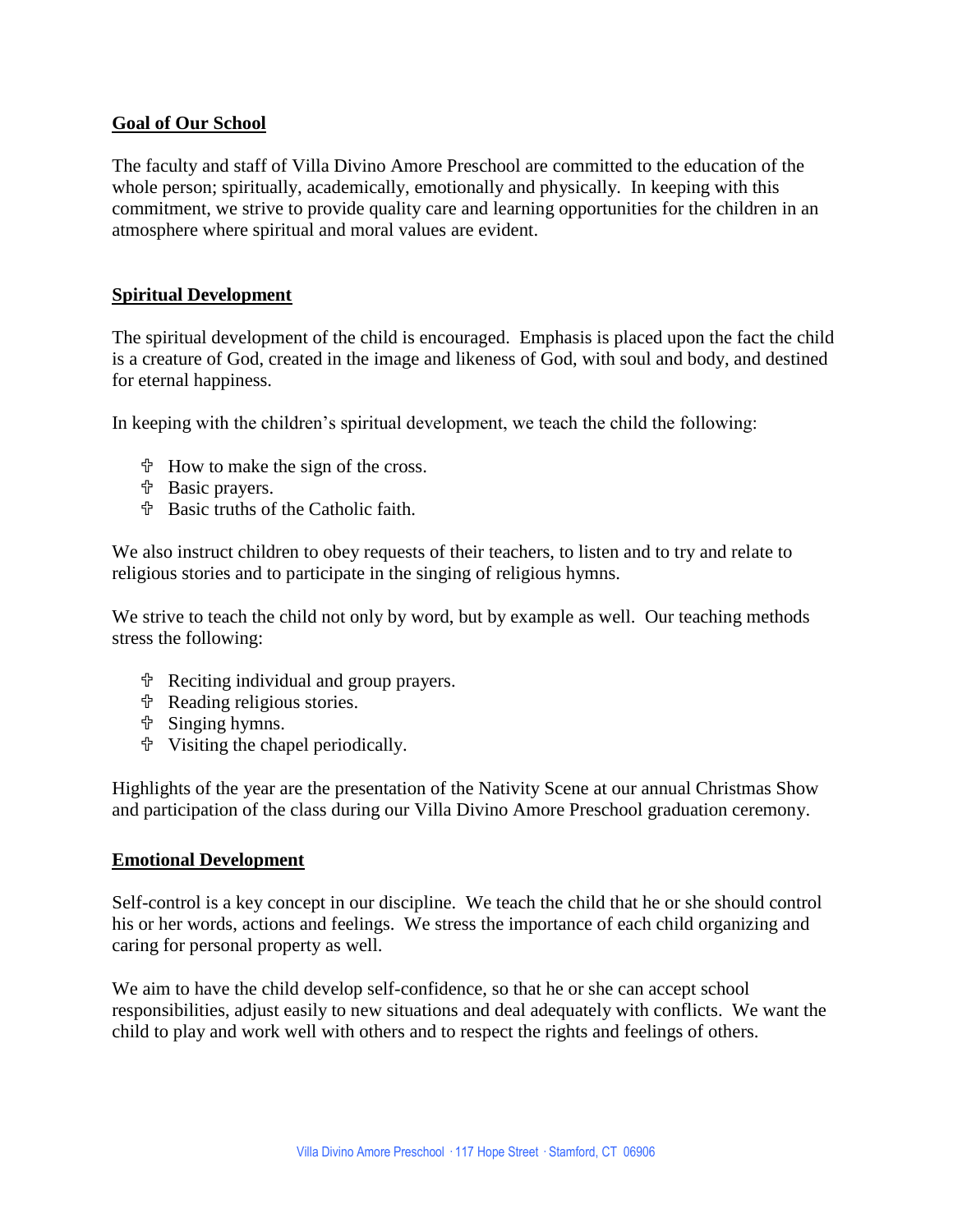## Goal of Our School

The faculty and staff of Villa Divino Amore Preschool are committed to the education of the whole person; spiritually, academically, emotionally and physically. In keeping with this commitment, we strive to provide quality care and learning opportunities for the children in an atmosphere where spiritual and moral values are evident.

## Spiritual Development

The spiritual development of the child is encouraged. Emphasis is placed upon the fact the child is a creature of God, created in the image and likeness of God, with soul and body, and destined for eternal happiness.

In keeping with the children's spiritual development, we teach the child the following:

- How to make the sign of the cross.
- Basic prayers.
- Basic truths of the Catholic faith.

We also instruct children to obey requests of their teachers, to listen and to try and relate to religious stories and to participate in the singing of religious hymns.

We strive to teach the child not only by word, but by example as well. Our teaching methods stress the following:

- Reciting individual and group prayers.
- Reading religious stories.
- Singing hymns.
- Visiting the chapel periodically.

Highlights of the year are the presentation of the Nativity Scene at our annual Christmas Show and participation of the class during our Villa Divino Amore Preschool graduation ceremony.

## Emotional Development

Self-control is a key concept in our discipline. We teach the child that he or she should control his or her words, actions and feelings. We stress the importance of each child organizing and caring for personal property as well.

We aim to have the child develop self-confidence, so that he or she can accept school responsibilities, adjust easily to new situations and deal adequately with conflicts. We want the child to play and work well with others and to respect the rights and feelings of others.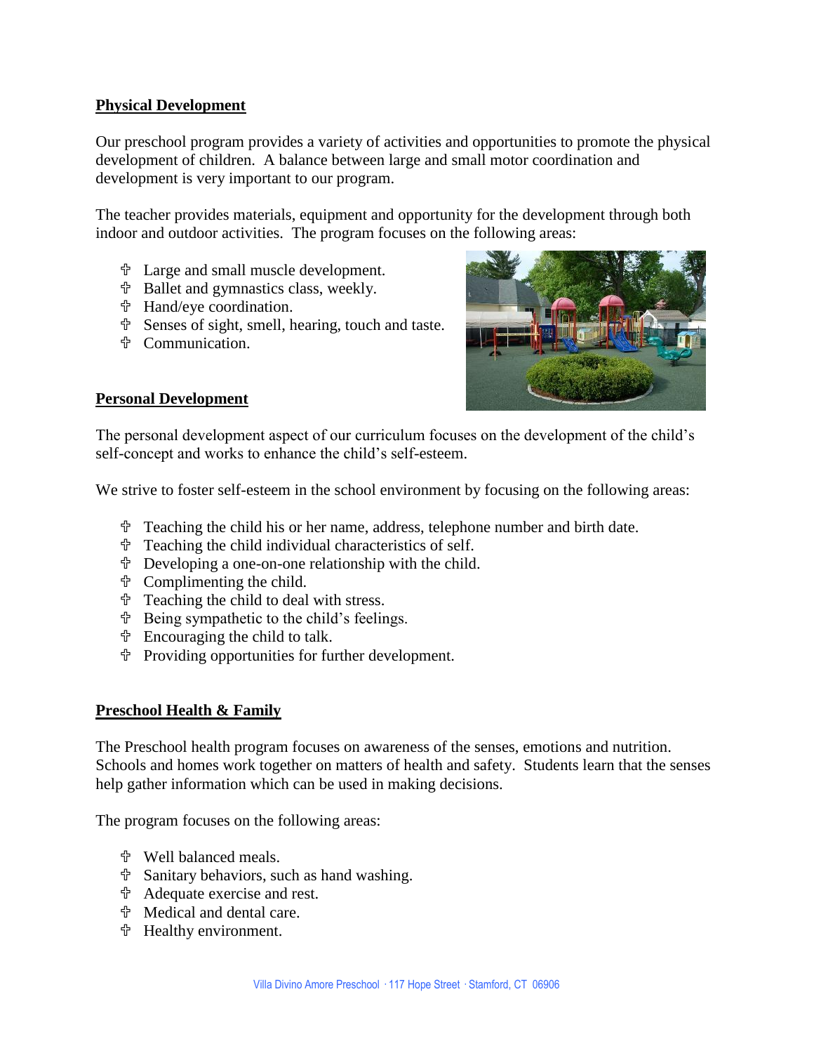## Physical Development

Our preschool program provides a variety of activities and opportunities to promote the physical development of children. A balance between large and small motor coordination and development is very important to our program.

The teacher provides materials, equipment and opportunity for the development through both indoor and outdoor activities. The program focuses on the following areas:

- Large and small muscle development.
- Ballet and gymnastics class, weekly.
- Hand/eye coordination.
- Senses of sight, smell, hearing, touch and taste.
- Communication.

## Personal Development

The personal development aspect of our curriculum focuses on the development of the child's self-concept and works to enhance the child's self-esteem.

We strive to foster self-esteem in the school environment by focusing on the following areas:

- Teaching the child his or her name, address, telephone number and birth date.
- Teaching the child individual characteristics of self.
- Developing a one-on-one relationship with the child.
- Complimenting the child.
- Teaching the child to deal with stress.
- Being sympathetic to the child's feelings.
- Encouraging the child to talk.
- Providing opportunities for further development.

## Preschool Health & Family

The Preschool health program focuses on awareness of the senses, emotions and nutrition. Schools and homes work together on matters of health and safety. Students learn that the senses help gather information which can be used in making decisions.

The program focuses on the following areas:

- Well balanced meals.
- Sanitary behaviors, such as hand washing.
- Adequate exercise and rest.
- Medical and dental care.
- Healthy environment.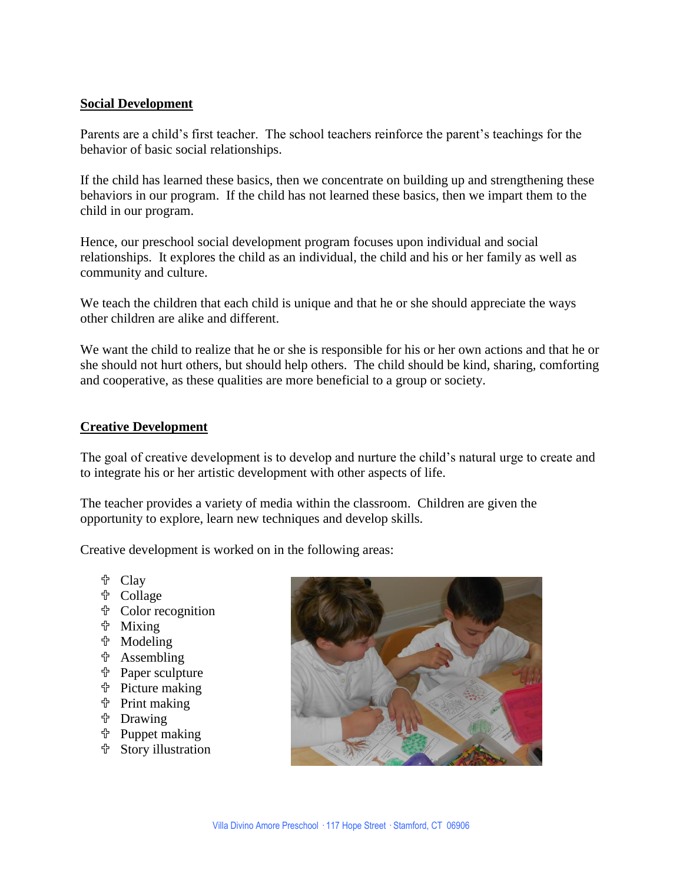## Social Development

Parents are a child's first teacher. The school teachers reinforce the parent's teachings for the behavior of basic social relationships.

If the child has learned these basics, then we concentrate on building up and strengthening these behaviors in our program. If the child has not learned these basics, then we impart them to the child in our program.

Hence, our preschool social development program focuses upon individual and social relationships. It explores the child as an individual, the child and his or her family as well as community and culture.

We teach the children that each child is unique and that he or she should appreciate the ways other children are alike and different.

We want the child to realize that he or she is responsible for his or her own actions and that he or she should not hurt others, but should help others. The child should be kind, sharing, comforting and cooperative, as these qualities are more beneficial to a group or society.

## Creative Development

The goal of creative development is to develop and nurture the child's natural urge to create and to integrate his or her artistic development with other aspects of life.

The teacher provides a variety of media within the classroom. Children are given the opportunity to explore, learn new techniques and develop skills.

Creative development is worked on in the following areas:

- Clay
- Collage
- Color recognition
- Mixing
- Modeling
- Assembling
- Paper sculpture
- Picture making
- Print making
- Drawing
- Puppet making
- Story illustration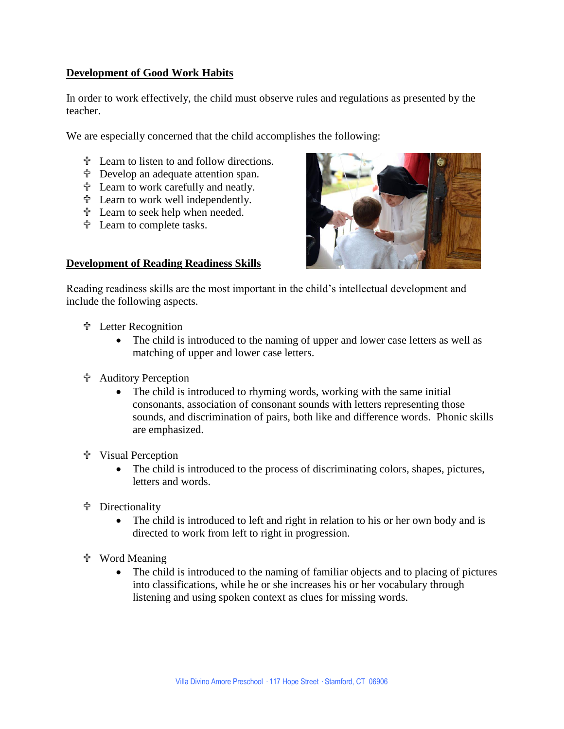## Development of Good Work Habits

In order to work effectively, the child must observe rules and regulations as presented by the teacher.

We are especially concerned that the child accomplishes the following:

- Learn to listen to and follow directions.
- Develop an adequate attention span.
- Learn to work carefully and neatly.
- Learn to work well independently.
- Learn to seek help when needed.
- Learn to complete tasks.

## Development of Reading Readiness Skills

Reading readiness skills are the most important in the child's intellectual development and include the following aspects.

- Letter Recognition
  - The child is introduced to the naming of upper and lower case letters as well as matching of upper and lower case letters.
- Auditory Perception
  - The child is introduced to rhyming words, working with the same initial consonants, association of consonant sounds with letters representing those sounds, and discrimination of pairs, both like and difference words. Phonic skills are emphasized.
- Visual Perception
  - The child is introduced to the process of discriminating colors, shapes, pictures, letters and words.
- Directionality
  - The child is introduced to left and right in relation to his or her own body and is directed to work from left to right in progression.
- Word Meaning
  - The child is introduced to the naming of familiar objects and to placing of pictures into classifications, while he or she increases his or her vocabulary through listening and using spoken context as clues for missing words.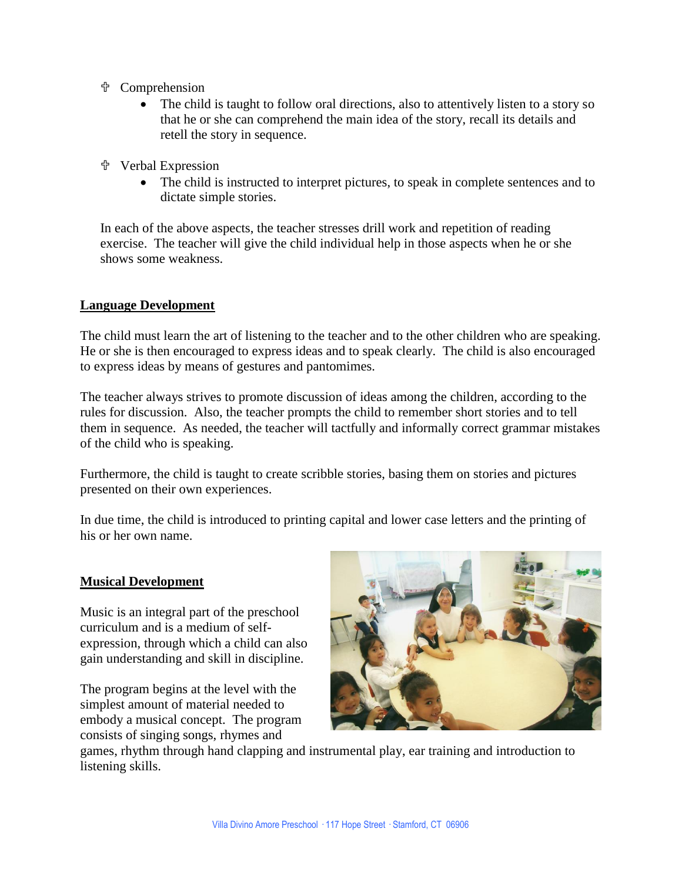- ✞ Comprehension
  - The child is taught to follow oral directions, also to attentively listen to a story so that he or she can comprehend the main idea of the story, recall its details and retell the story in sequence.
- ✞ Verbal Expression
  - The child is instructed to interpret pictures, to speak in complete sentences and to dictate simple stories.

In each of the above aspects, the teacher stresses drill work and repetition of reading exercise. The teacher will give the child individual help in those aspects when he or she shows some weakness.

## Language Development

The child must learn the art of listening to the teacher and to the other children who are speaking. He or she is then encouraged to express ideas and to speak clearly. The child is also encouraged to express ideas by means of gestures and pantomimes.

The teacher always strives to promote discussion of ideas among the children, according to the rules for discussion. Also, the teacher prompts the child to remember short stories and to tell them in sequence. As needed, the teacher will tactfully and informally correct grammar mistakes of the child who is speaking.

Furthermore, the child is taught to create scribble stories, basing them on stories and pictures presented on their own experiences.

In due time, the child is introduced to printing capital and lower case letters and the printing of his or her own name.

## Musical Development

Music is an integral part of the preschool curriculum and is a medium of self-expression, through which a child can also gain understanding and skill in discipline.

The program begins at the level with the simplest amount of material needed to embody a musical concept. The program consists of singing songs, rhymes and games, rhythm through hand clapping and instrumental play, ear training and introduction to listening skills.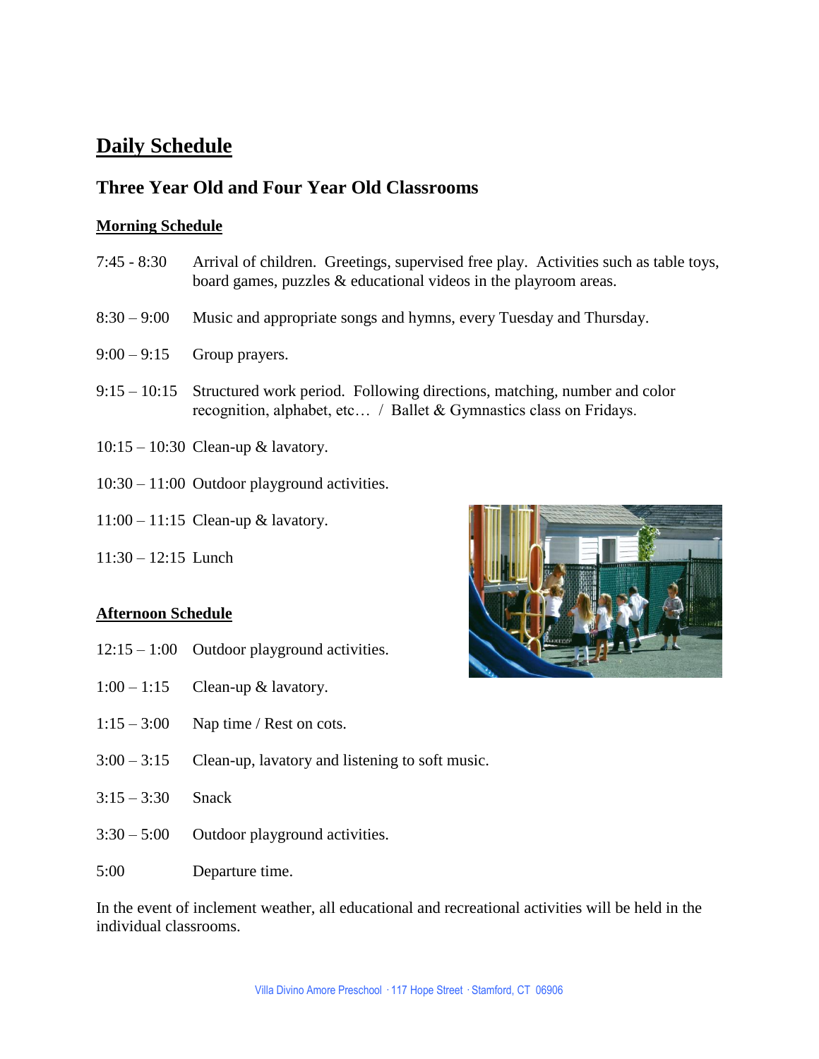# Daily Schedule

## Three Year Old and Four Year Old Classrooms

### Morning Schedule

7:45 - 8:30 Arrival of children. Greetings, supervised free play. Activities such as table toys, board games, puzzles & educational videos in the playroom areas.

8:30 – 9:00 Music and appropriate songs and hymns, every Tuesday and Thursday.

9:00 – 9:15 Group prayers.

9:15 – 10:15 Structured work period. Following directions, matching, number and color recognition, alphabet, etc… / Ballet & Gymnastics class on Fridays.

10:15 – 10:30 Clean-up & lavatory.

10:30 – 11:00 Outdoor playground activities.

11:00 – 11:15 Clean-up & lavatory.

11:30 – 12:15 Lunch

### Afternoon Schedule

12:15 – 1:00 Outdoor playground activities.

1:00 – 1:15 Clean-up & lavatory.

1:15 – 3:00 Nap time / Rest on cots.

3:00 – 3:15 Clean-up, lavatory and listening to soft music.

3:15 – 3:30 Snack

3:30 – 5:00 Outdoor playground activities.

5:00 Departure time.

In the event of inclement weather, all educational and recreational activities will be held in the individual classrooms.